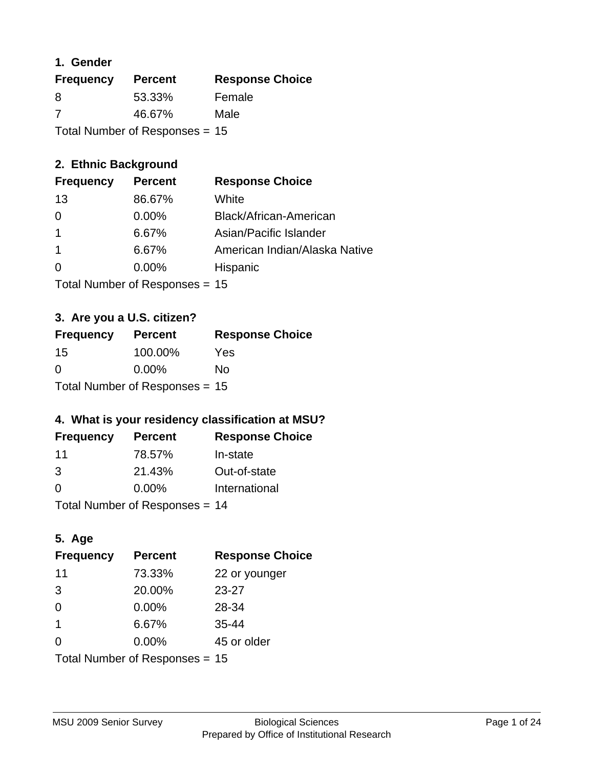## 1. Gender

| Frequency | Percent | Response Choice |
|---|---|---|
| 8 | 53.33% | Female |
| 7 | 46.67% | Male |

Total Number of Responses = 15

## 2. Ethnic Background

| Frequency | Percent | Response Choice |
|---|---|---|
| 13 | 86.67% | White |
| 0 | 0.00% | Black/African-American |
| 1 | 6.67% | Asian/Pacific Islander |
| 1 | 6.67% | American Indian/Alaska Native |
| 0 | 0.00% | Hispanic |

Total Number of Responses = 15

## 3. Are you a U.S. citizen?

| Frequency | Percent | Response Choice |
|---|---|---|
| 15 | 100.00% | Yes |
| 0 | 0.00% | No |

Total Number of Responses = 15

## 4. What is your residency classification at MSU?

| Frequency | Percent | Response Choice |
|---|---|---|
| 11 | 78.57% | In-state |
| 3 | 21.43% | Out-of-state |
| 0 | 0.00% | International |

Total Number of Responses = 14

## 5. Age

| Frequency | Percent | Response Choice |
|---|---|---|
| 11 | 73.33% | 22 or younger |
| 3 | 20.00% | 23-27 |
| 0 | 0.00% | 28-34 |
| 1 | 6.67% | 35-44 |
| 0 | 0.00% | 45 or older |

Total Number of Responses = 15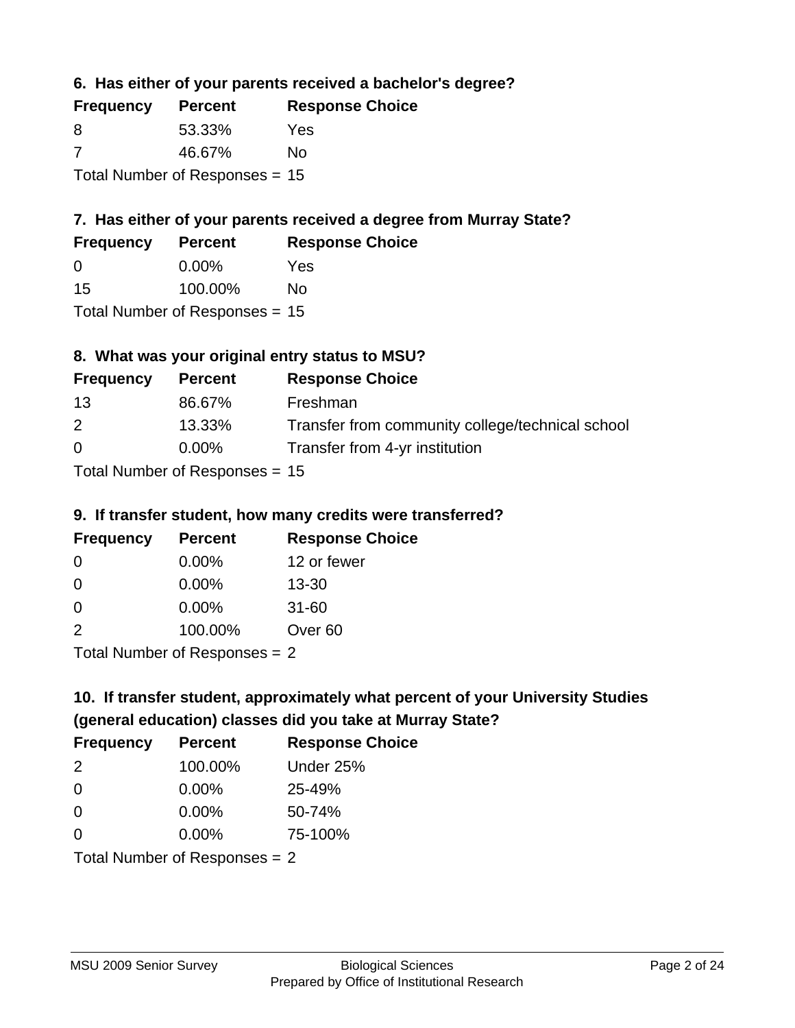### 6. Has either of your parents received a bachelor's degree?

| Frequency | Percent | Response Choice |
|---|---|---|
| 8 | 53.33% | Yes |
| 7 | 46.67% | No |

Total Number of Responses = 15

### 7. Has either of your parents received a degree from Murray State?

| Frequency | Percent | Response Choice |
|---|---|---|
| 0 | 0.00% | Yes |
| 15 | 100.00% | No |

Total Number of Responses = 15

### 8. What was your original entry status to MSU?

| Frequency | Percent | Response Choice |
|---|---|---|
| 13 | 86.67% | Freshman |
| 2 | 13.33% | Transfer from community college/technical school |
| 0 | 0.00% | Transfer from 4-yr institution |

Total Number of Responses = 15

### 9. If transfer student, how many credits were transferred?

| Frequency | Percent | Response Choice |
|---|---|---|
| 0 | 0.00% | 12 or fewer |
| 0 | 0.00% | 13-30 |
| 0 | 0.00% | 31-60 |
| 2 | 100.00% | Over 60 |

Total Number of Responses = 2

### 10. If transfer student, approximately what percent of your University Studies (general education) classes did you take at Murray State?

| Frequency | Percent | Response Choice |
|---|---|---|
| 2 | 100.00% | Under 25% |
| 0 | 0.00% | 25-49% |
| 0 | 0.00% | 50-74% |
| 0 | 0.00% | 75-100% |

Total Number of Responses = 2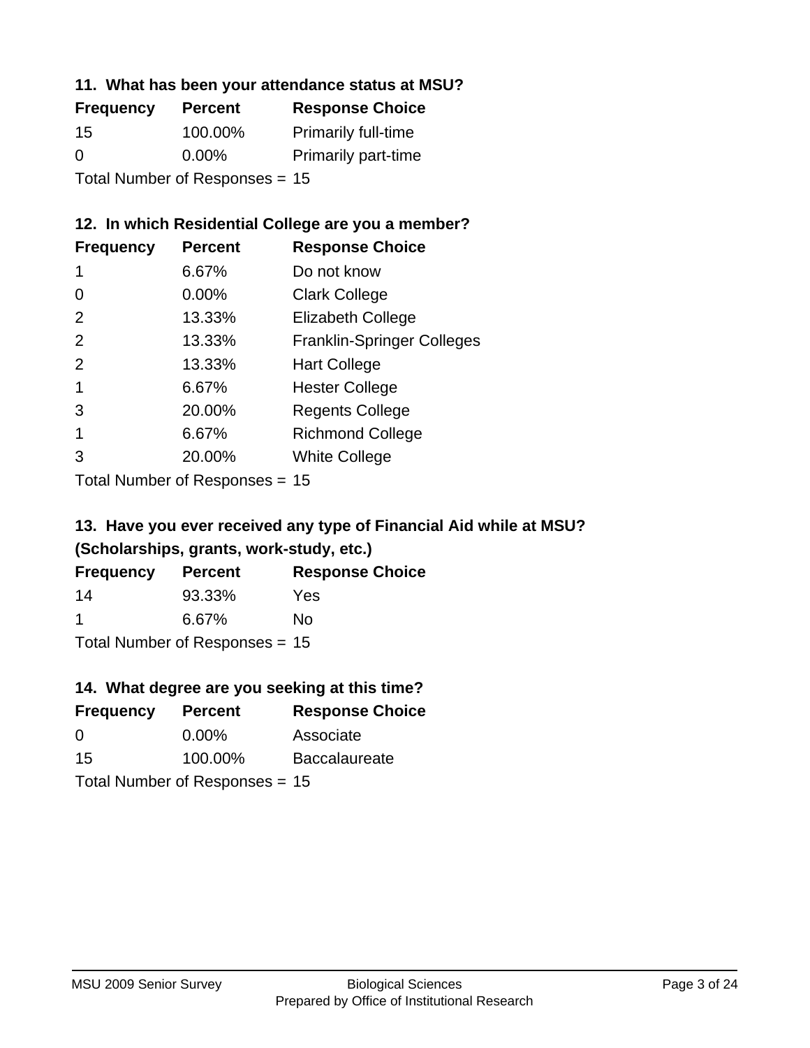### 11. What has been your attendance status at MSU?

| Frequency | Percent | Response Choice |
|---|---|---|
| 15 | 100.00% | Primarily full-time |
| 0 | 0.00% | Primarily part-time |

Total Number of Responses = 15

### 12. In which Residential College are you a member?

| Frequency | Percent | Response Choice |
|---|---|---|
| 1 | 6.67% | Do not know |
| 0 | 0.00% | Clark College |
| 2 | 13.33% | Elizabeth College |
| 2 | 13.33% | Franklin-Springer Colleges |
| 2 | 13.33% | Hart College |
| 1 | 6.67% | Hester College |
| 3 | 20.00% | Regents College |
| 1 | 6.67% | Richmond College |
| 3 | 20.00% | White College |

Total Number of Responses = 15

### 13. Have you ever received any type of Financial Aid while at MSU? (Scholarships, grants, work-study, etc.)

| Frequency | Percent | Response Choice |
|---|---|---|
| 14 | 93.33% | Yes |
| 1 | 6.67% | No |

Total Number of Responses = 15

### 14. What degree are you seeking at this time?

| Frequency | Percent | Response Choice |
|---|---|---|
| 0 | 0.00% | Associate |
| 15 | 100.00% | Baccalaureate |

Total Number of Responses = 15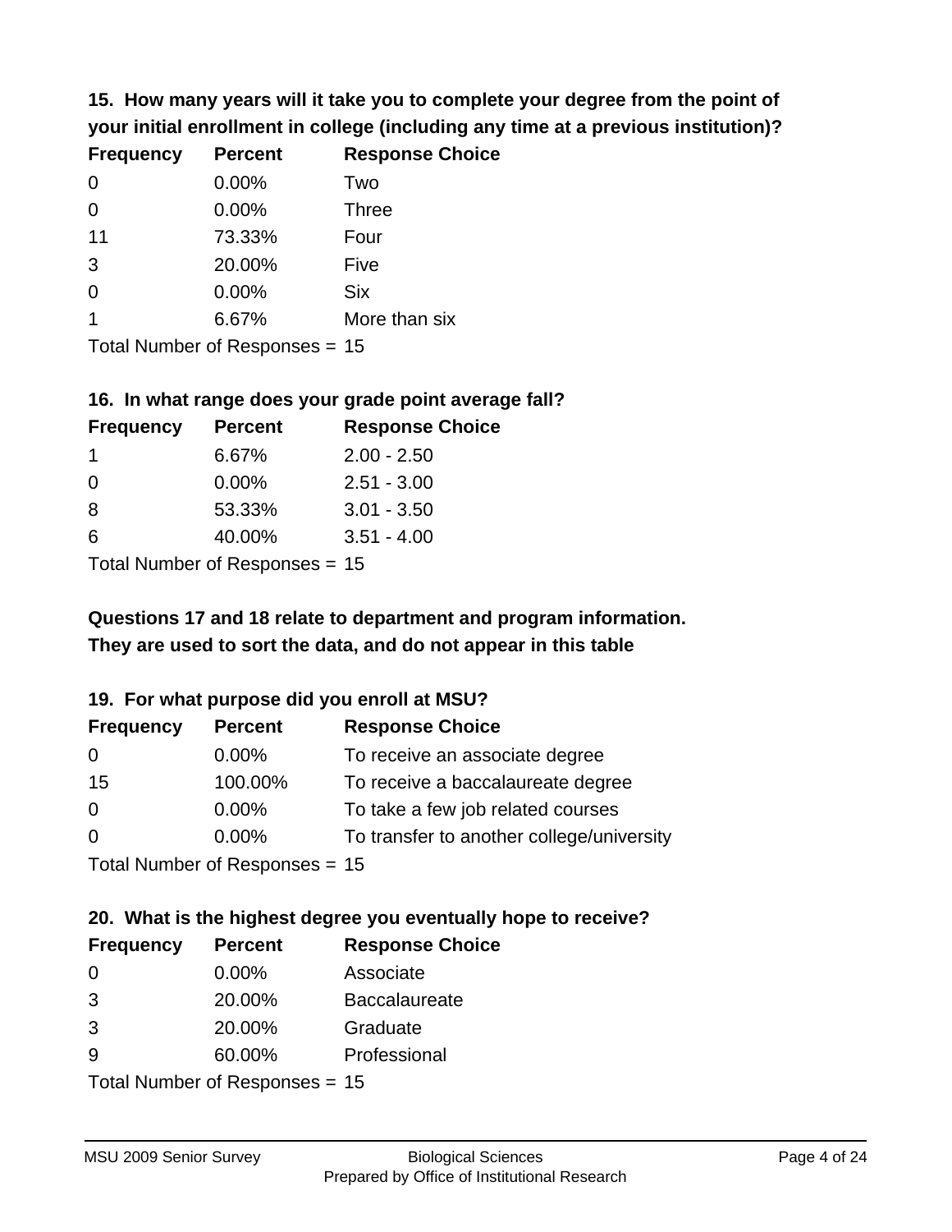### 15. How many years will it take you to complete your degree from the point of your initial enrollment in college (including any time at a previous institution)?

| Frequency | Percent | Response Choice |
|---|---|---|
| 0 | 0.00% | Two |
| 0 | 0.00% | Three |
| 11 | 73.33% | Four |
| 3 | 20.00% | Five |
| 0 | 0.00% | Six |
| 1 | 6.67% | More than six |

Total Number of Responses = 15

### 16. In what range does your grade point average fall?

| Frequency | Percent | Response Choice |
|---|---|---|
| 1 | 6.67% | 2.00 - 2.50 |
| 0 | 0.00% | 2.51 - 3.00 |
| 8 | 53.33% | 3.01 - 3.50 |
| 6 | 40.00% | 3.51 - 4.00 |

Total Number of Responses = 15

**Questions 17 and 18 relate to department and program information. They are used to sort the data, and do not appear in this table**

### 19. For what purpose did you enroll at MSU?

| Frequency | Percent | Response Choice |
|---|---|---|
| 0 | 0.00% | To receive an associate degree |
| 15 | 100.00% | To receive a baccalaureate degree |
| 0 | 0.00% | To take a few job related courses |
| 0 | 0.00% | To transfer to another college/university |

Total Number of Responses = 15

### 20. What is the highest degree you eventually hope to receive?

| Frequency | Percent | Response Choice |
|---|---|---|
| 0 | 0.00% | Associate |
| 3 | 20.00% | Baccalaureate |
| 3 | 20.00% | Graduate |
| 9 | 60.00% | Professional |

Total Number of Responses = 15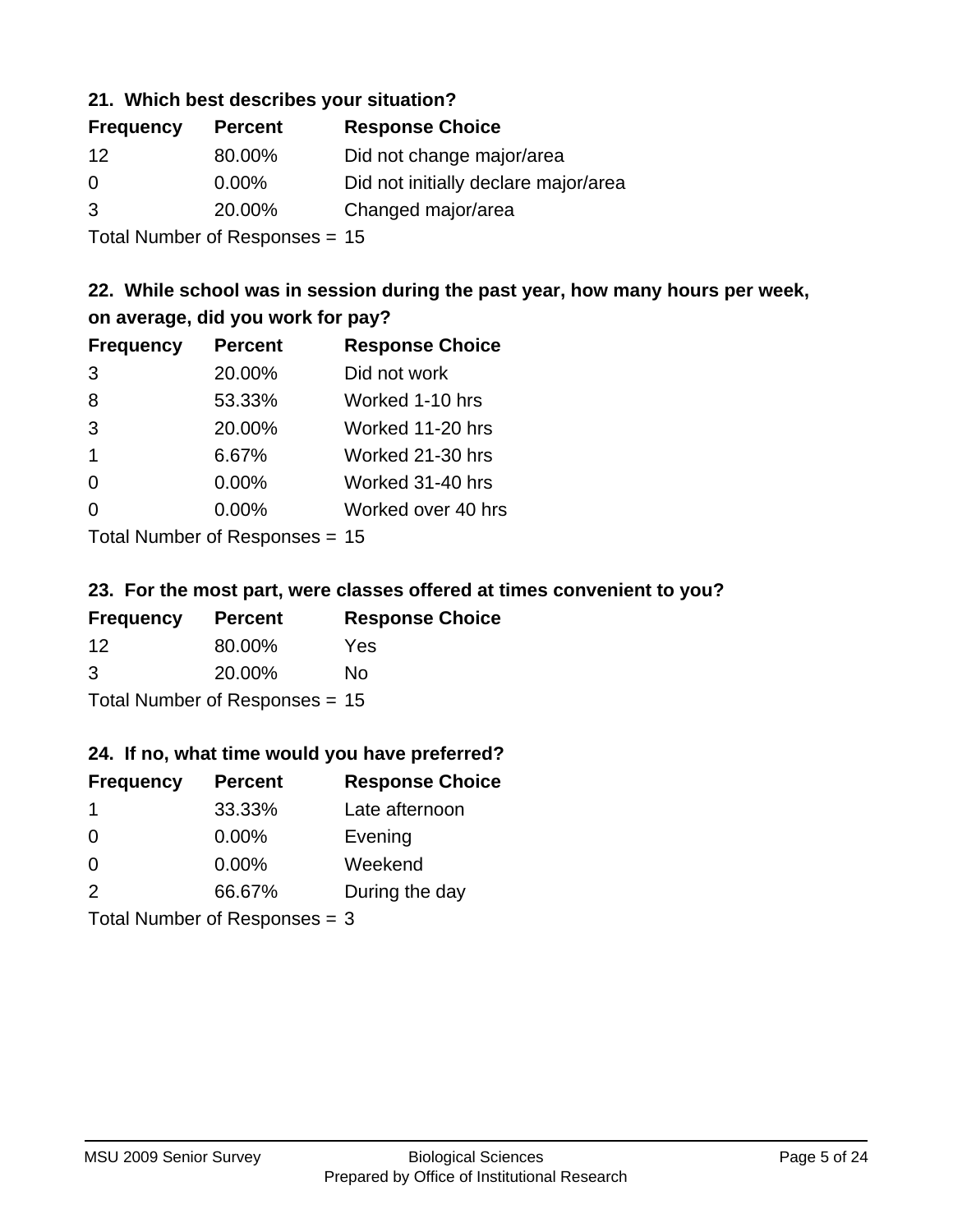### 21. Which best describes your situation?

| Frequency | Percent | Response Choice |
| --- | --- | --- |
| 12 | 80.00% | Did not change major/area |
| 0 | 0.00% | Did not initially declare major/area |
| 3 | 20.00% | Changed major/area |

Total Number of Responses = 15

### 22. While school was in session during the past year, how many hours per week, on average, did you work for pay?

| Frequency | Percent | Response Choice |
| --- | --- | --- |
| 3 | 20.00% | Did not work |
| 8 | 53.33% | Worked 1-10 hrs |
| 3 | 20.00% | Worked 11-20 hrs |
| 1 | 6.67% | Worked 21-30 hrs |
| 0 | 0.00% | Worked 31-40 hrs |
| 0 | 0.00% | Worked over 40 hrs |

Total Number of Responses = 15

### 23. For the most part, were classes offered at times convenient to you?

| Frequency | Percent | Response Choice |
| --- | --- | --- |
| 12 | 80.00% | Yes |
| 3 | 20.00% | No |

Total Number of Responses = 15

### 24. If no, what time would you have preferred?

| Frequency | Percent | Response Choice |
| --- | --- | --- |
| 1 | 33.33% | Late afternoon |
| 0 | 0.00% | Evening |
| 0 | 0.00% | Weekend |
| 2 | 66.67% | During the day |

Total Number of Responses = 3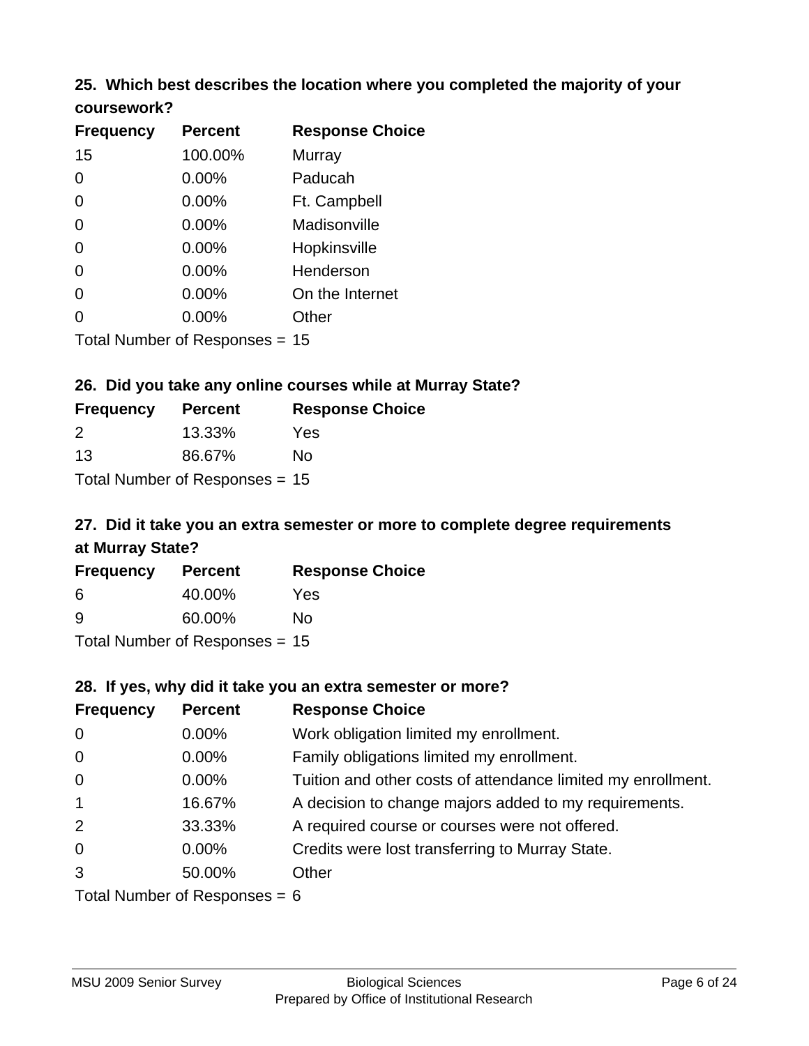### 25. Which best describes the location where you completed the majority of your coursework?

| Frequency | Percent | Response Choice |
|---|---|---|
| 15 | 100.00% | Murray |
| 0 | 0.00% | Paducah |
| 0 | 0.00% | Ft. Campbell |
| 0 | 0.00% | Madisonville |
| 0 | 0.00% | Hopkinsville |
| 0 | 0.00% | Henderson |
| 0 | 0.00% | On the Internet |
| 0 | 0.00% | Other |

Total Number of Responses = 15

### 26. Did you take any online courses while at Murray State?

| Frequency | Percent | Response Choice |
|---|---|---|
| 2 | 13.33% | Yes |
| 13 | 86.67% | No |

Total Number of Responses = 15

### 27. Did it take you an extra semester or more to complete degree requirements at Murray State?

| Frequency | Percent | Response Choice |
|---|---|---|
| 6 | 40.00% | Yes |
| 9 | 60.00% | No |

Total Number of Responses = 15

### 28. If yes, why did it take you an extra semester or more?

| Frequency | Percent | Response Choice |
|---|---|---|
| 0 | 0.00% | Work obligation limited my enrollment. |
| 0 | 0.00% | Family obligations limited my enrollment. |
| 0 | 0.00% | Tuition and other costs of attendance limited my enrollment. |
| 1 | 16.67% | A decision to change majors added to my requirements. |
| 2 | 33.33% | A required course or courses were not offered. |
| 0 | 0.00% | Credits were lost transferring to Murray State. |
| 3 | 50.00% | Other |

Total Number of Responses = 6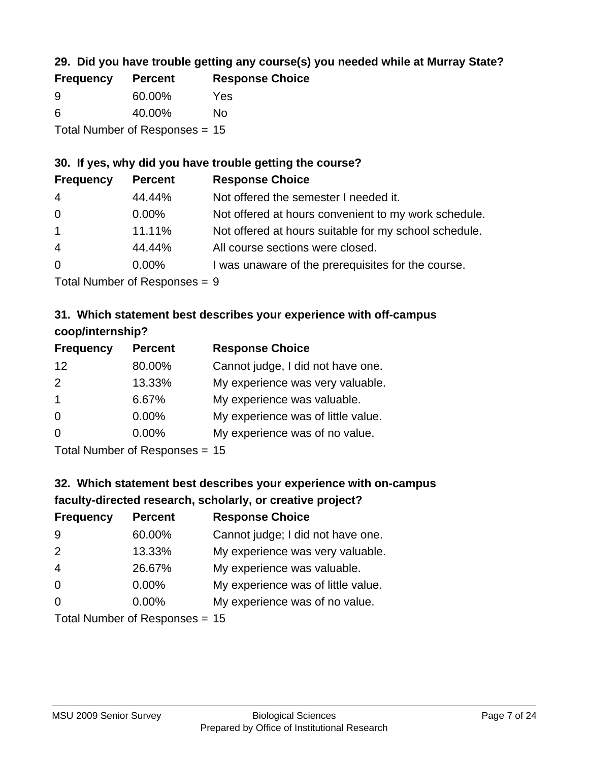### 29. Did you have trouble getting any course(s) you needed while at Murray State?

| Frequency | Percent | Response Choice |
|---|---|---|
| 9 | 60.00% | Yes |
| 6 | 40.00% | No |

Total Number of Responses = 15

### 30. If yes, why did you have trouble getting the course?

| Frequency | Percent | Response Choice |
|---|---|---|
| 4 | 44.44% | Not offered the semester I needed it. |
| 0 | 0.00% | Not offered at hours convenient to my work schedule. |
| 1 | 11.11% | Not offered at hours suitable for my school schedule. |
| 4 | 44.44% | All course sections were closed. |
| 0 | 0.00% | I was unaware of the prerequisites for the course. |

Total Number of Responses = 9

### 31. Which statement best describes your experience with off-campus coop/internship?

| Frequency | Percent | Response Choice |
|---|---|---|
| 12 | 80.00% | Cannot judge, I did not have one. |
| 2 | 13.33% | My experience was very valuable. |
| 1 | 6.67% | My experience was valuable. |
| 0 | 0.00% | My experience was of little value. |
| 0 | 0.00% | My experience was of no value. |

Total Number of Responses = 15

### 32. Which statement best describes your experience with on-campus faculty-directed research, scholarly, or creative project?

| Frequency | Percent | Response Choice |
|---|---|---|
| 9 | 60.00% | Cannot judge; I did not have one. |
| 2 | 13.33% | My experience was very valuable. |
| 4 | 26.67% | My experience was valuable. |
| 0 | 0.00% | My experience was of little value. |
| 0 | 0.00% | My experience was of no value. |

Total Number of Responses = 15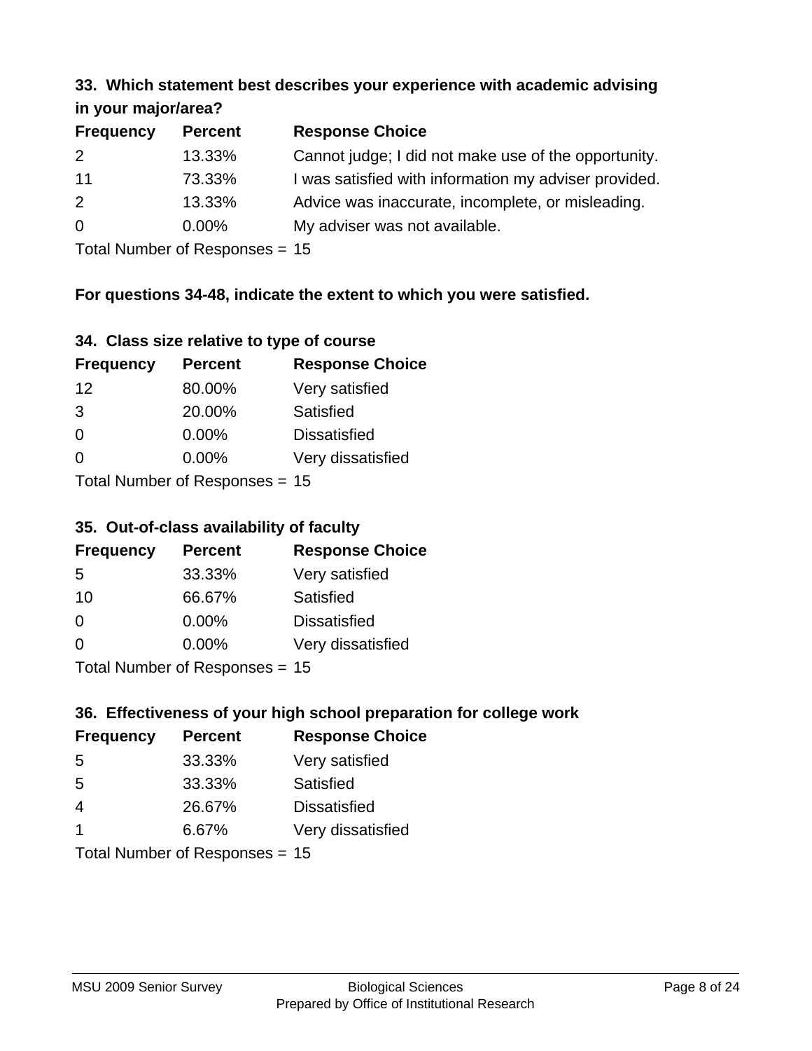### 33. Which statement best describes your experience with academic advising in your major/area?

| Frequency | Percent | Response Choice |
|---|---|---|
| 2 | 13.33% | Cannot judge; I did not make use of the opportunity. |
| 11 | 73.33% | I was satisfied with information my adviser provided. |
| 2 | 13.33% | Advice was inaccurate, incomplete, or misleading. |
| 0 | 0.00% | My adviser was not available. |

Total Number of Responses = 15

**For questions 34-48, indicate the extent to which you were satisfied.**

### 34. Class size relative to type of course

| Frequency | Percent | Response Choice |
|---|---|---|
| 12 | 80.00% | Very satisfied |
| 3 | 20.00% | Satisfied |
| 0 | 0.00% | Dissatisfied |
| 0 | 0.00% | Very dissatisfied |

Total Number of Responses = 15

### 35. Out-of-class availability of faculty

| Frequency | Percent | Response Choice |
|---|---|---|
| 5 | 33.33% | Very satisfied |
| 10 | 66.67% | Satisfied |
| 0 | 0.00% | Dissatisfied |
| 0 | 0.00% | Very dissatisfied |

Total Number of Responses = 15

### 36. Effectiveness of your high school preparation for college work

| Frequency | Percent | Response Choice |
|---|---|---|
| 5 | 33.33% | Very satisfied |
| 5 | 33.33% | Satisfied |
| 4 | 26.67% | Dissatisfied |
| 1 | 6.67% | Very dissatisfied |

Total Number of Responses = 15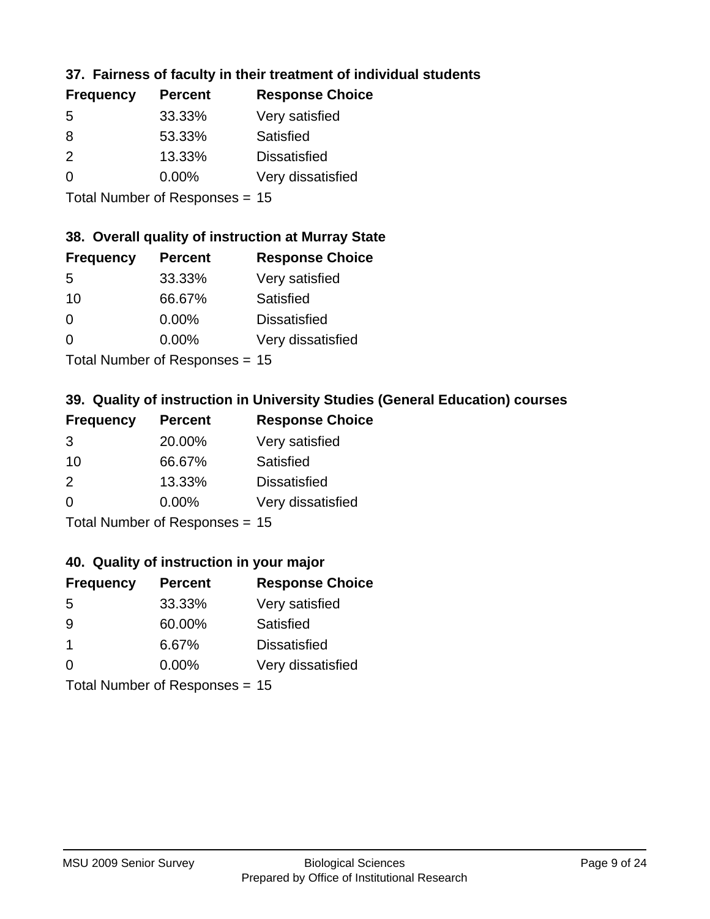### 37. Fairness of faculty in their treatment of individual students

| Frequency | Percent | Response Choice |
|---|---|---|
| 5 | 33.33% | Very satisfied |
| 8 | 53.33% | Satisfied |
| 2 | 13.33% | Dissatisfied |
| 0 | 0.00% | Very dissatisfied |

Total Number of Responses = 15

### 38. Overall quality of instruction at Murray State

| Frequency | Percent | Response Choice |
|---|---|---|
| 5 | 33.33% | Very satisfied |
| 10 | 66.67% | Satisfied |
| 0 | 0.00% | Dissatisfied |
| 0 | 0.00% | Very dissatisfied |

Total Number of Responses = 15

### 39. Quality of instruction in University Studies (General Education) courses

| Frequency | Percent | Response Choice |
|---|---|---|
| 3 | 20.00% | Very satisfied |
| 10 | 66.67% | Satisfied |
| 2 | 13.33% | Dissatisfied |
| 0 | 0.00% | Very dissatisfied |

Total Number of Responses = 15

### 40. Quality of instruction in your major

| Frequency | Percent | Response Choice |
|---|---|---|
| 5 | 33.33% | Very satisfied |
| 9 | 60.00% | Satisfied |
| 1 | 6.67% | Dissatisfied |
| 0 | 0.00% | Very dissatisfied |

Total Number of Responses = 15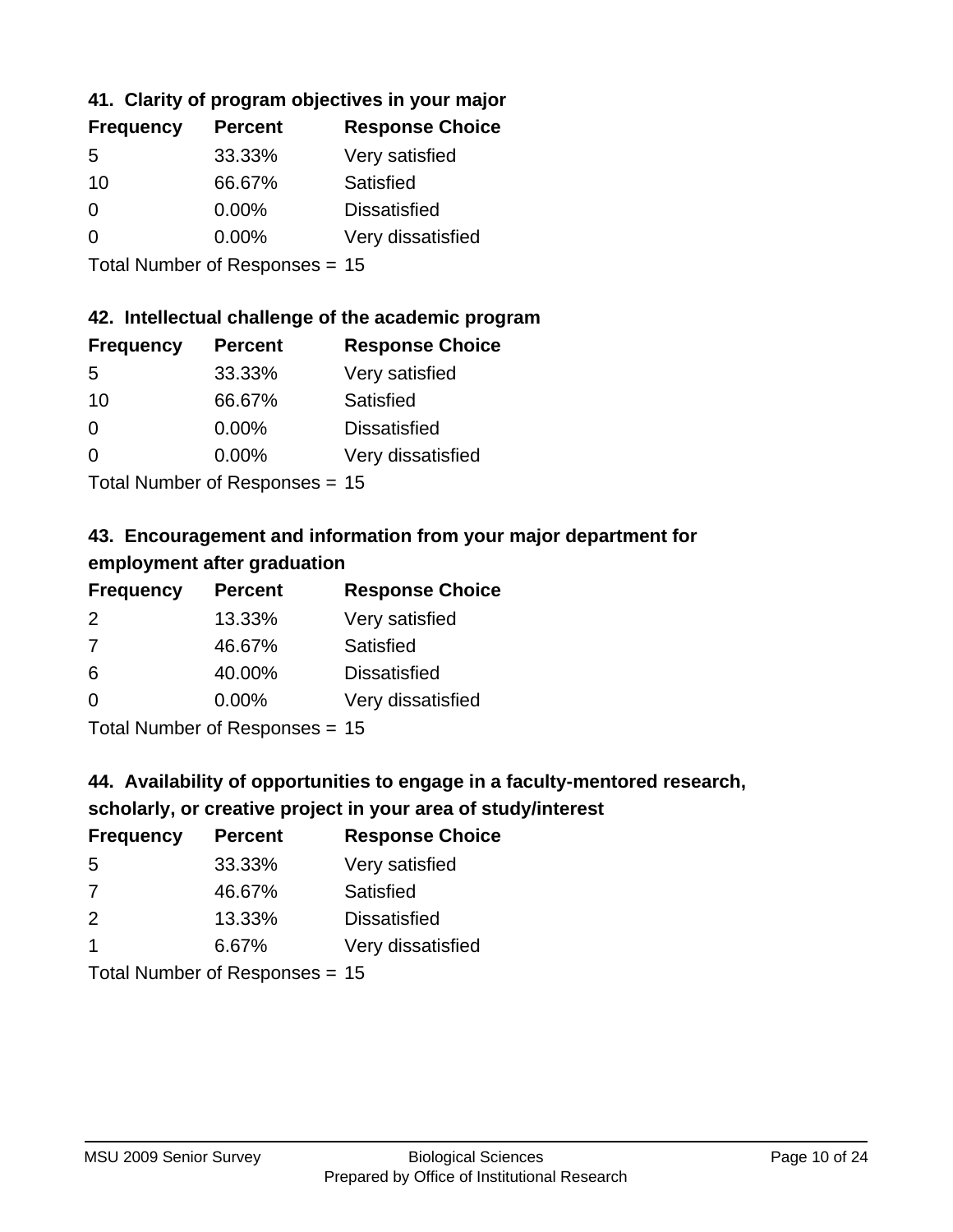### 41. Clarity of program objectives in your major

| Frequency | Percent | Response Choice |
|---|---|---|
| 5 | 33.33% | Very satisfied |
| 10 | 66.67% | Satisfied |
| 0 | 0.00% | Dissatisfied |
| 0 | 0.00% | Very dissatisfied |

Total Number of Responses = 15

### 42. Intellectual challenge of the academic program

| Frequency | Percent | Response Choice |
|---|---|---|
| 5 | 33.33% | Very satisfied |
| 10 | 66.67% | Satisfied |
| 0 | 0.00% | Dissatisfied |
| 0 | 0.00% | Very dissatisfied |

Total Number of Responses = 15

### 43. Encouragement and information from your major department for employment after graduation

| Frequency | Percent | Response Choice |
|---|---|---|
| 2 | 13.33% | Very satisfied |
| 7 | 46.67% | Satisfied |
| 6 | 40.00% | Dissatisfied |
| 0 | 0.00% | Very dissatisfied |

Total Number of Responses = 15

### 44. Availability of opportunities to engage in a faculty-mentored research, scholarly, or creative project in your area of study/interest

| Frequency | Percent | Response Choice |
|---|---|---|
| 5 | 33.33% | Very satisfied |
| 7 | 46.67% | Satisfied |
| 2 | 13.33% | Dissatisfied |
| 1 | 6.67% | Very dissatisfied |

Total Number of Responses = 15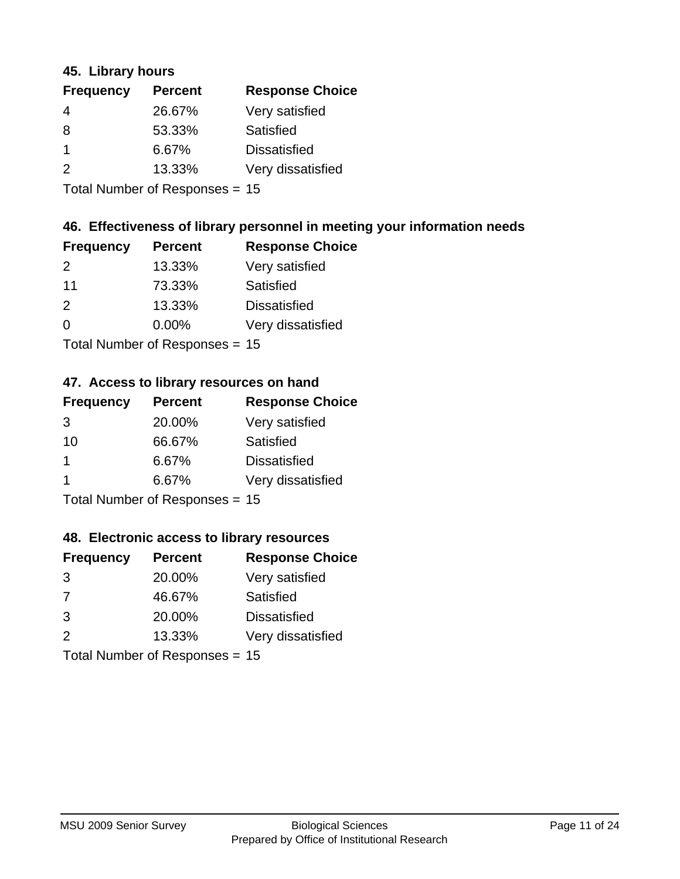### 45. Library hours

| Frequency | Percent | Response Choice |
|---|---|---|
| 4 | 26.67% | Very satisfied |
| 8 | 53.33% | Satisfied |
| 1 | 6.67% | Dissatisfied |
| 2 | 13.33% | Very dissatisfied |

Total Number of Responses = 15

### 46. Effectiveness of library personnel in meeting your information needs

| Frequency | Percent | Response Choice |
|---|---|---|
| 2 | 13.33% | Very satisfied |
| 11 | 73.33% | Satisfied |
| 2 | 13.33% | Dissatisfied |
| 0 | 0.00% | Very dissatisfied |

Total Number of Responses = 15

### 47. Access to library resources on hand

| Frequency | Percent | Response Choice |
|---|---|---|
| 3 | 20.00% | Very satisfied |
| 10 | 66.67% | Satisfied |
| 1 | 6.67% | Dissatisfied |
| 1 | 6.67% | Very dissatisfied |

Total Number of Responses = 15

### 48. Electronic access to library resources

| Frequency | Percent | Response Choice |
|---|---|---|
| 3 | 20.00% | Very satisfied |
| 7 | 46.67% | Satisfied |
| 3 | 20.00% | Dissatisfied |
| 2 | 13.33% | Very dissatisfied |

Total Number of Responses = 15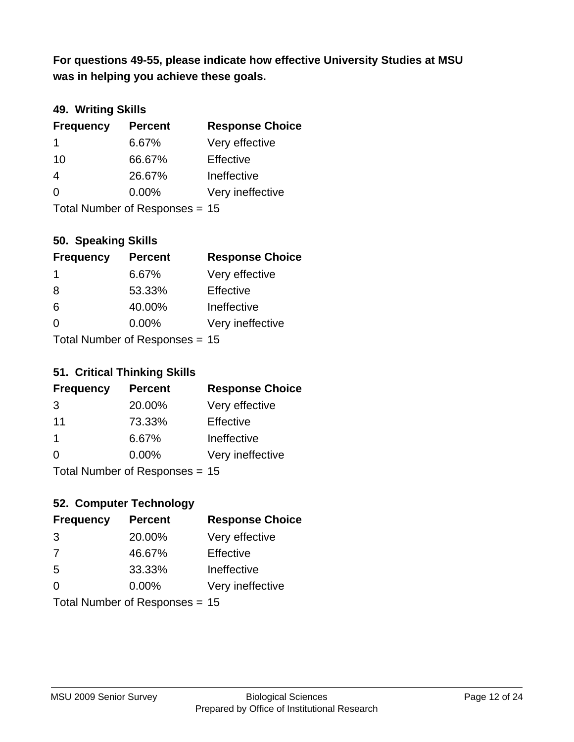**For questions 49-55, please indicate how effective University Studies at MSU was in helping you achieve these goals.**

### 49. Writing Skills

| Frequency | Percent | Response Choice |
|---|---|---|
| 1 | 6.67% | Very effective |
| 10 | 66.67% | Effective |
| 4 | 26.67% | Ineffective |
| 0 | 0.00% | Very ineffective |

Total Number of Responses = 15

### 50. Speaking Skills

| Frequency | Percent | Response Choice |
|---|---|---|
| 1 | 6.67% | Very effective |
| 8 | 53.33% | Effective |
| 6 | 40.00% | Ineffective |
| 0 | 0.00% | Very ineffective |

Total Number of Responses = 15

### 51. Critical Thinking Skills

| Frequency | Percent | Response Choice |
|---|---|---|
| 3 | 20.00% | Very effective |
| 11 | 73.33% | Effective |
| 1 | 6.67% | Ineffective |
| 0 | 0.00% | Very ineffective |

Total Number of Responses = 15

### 52. Computer Technology

| Frequency | Percent | Response Choice |
|---|---|---|
| 3 | 20.00% | Very effective |
| 7 | 46.67% | Effective |
| 5 | 33.33% | Ineffective |
| 0 | 0.00% | Very ineffective |

Total Number of Responses = 15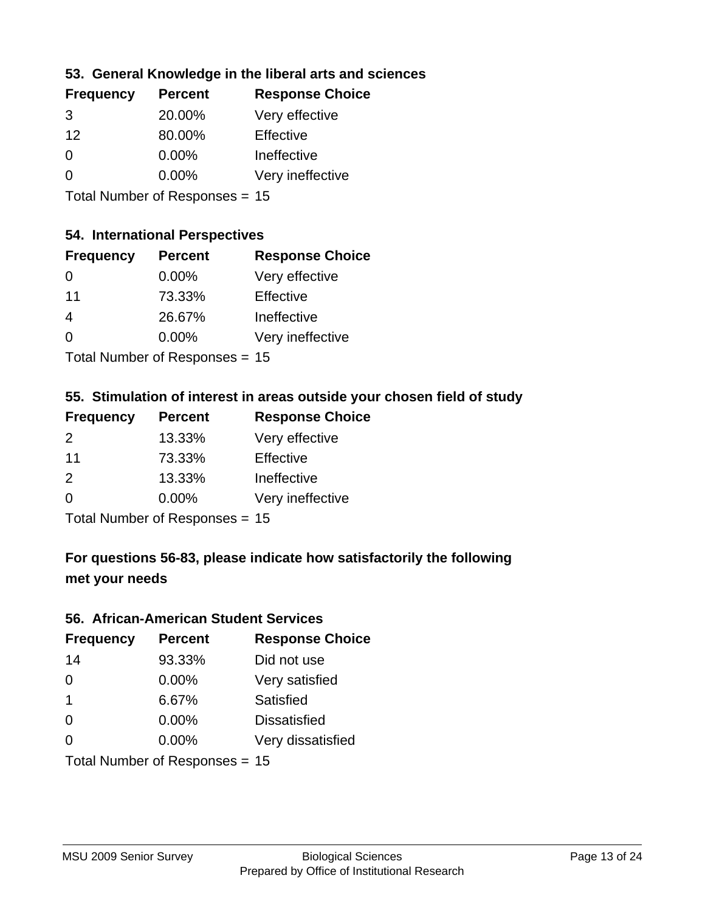### 53. General Knowledge in the liberal arts and sciences

| Frequency | Percent | Response Choice |
|---|---|---|
| 3 | 20.00% | Very effective |
| 12 | 80.00% | Effective |
| 0 | 0.00% | Ineffective |
| 0 | 0.00% | Very ineffective |

Total Number of Responses = 15

### 54. International Perspectives

| Frequency | Percent | Response Choice |
|---|---|---|
| 0 | 0.00% | Very effective |
| 11 | 73.33% | Effective |
| 4 | 26.67% | Ineffective |
| 0 | 0.00% | Very ineffective |

Total Number of Responses = 15

### 55. Stimulation of interest in areas outside your chosen field of study

| Frequency | Percent | Response Choice |
|---|---|---|
| 2 | 13.33% | Very effective |
| 11 | 73.33% | Effective |
| 2 | 13.33% | Ineffective |
| 0 | 0.00% | Very ineffective |

Total Number of Responses = 15

## For questions 56-83, please indicate how satisfactorily the following met your needs

### 56. African-American Student Services

| Frequency | Percent | Response Choice |
|---|---|---|
| 14 | 93.33% | Did not use |
| 0 | 0.00% | Very satisfied |
| 1 | 6.67% | Satisfied |
| 0 | 0.00% | Dissatisfied |
| 0 | 0.00% | Very dissatisfied |

Total Number of Responses = 15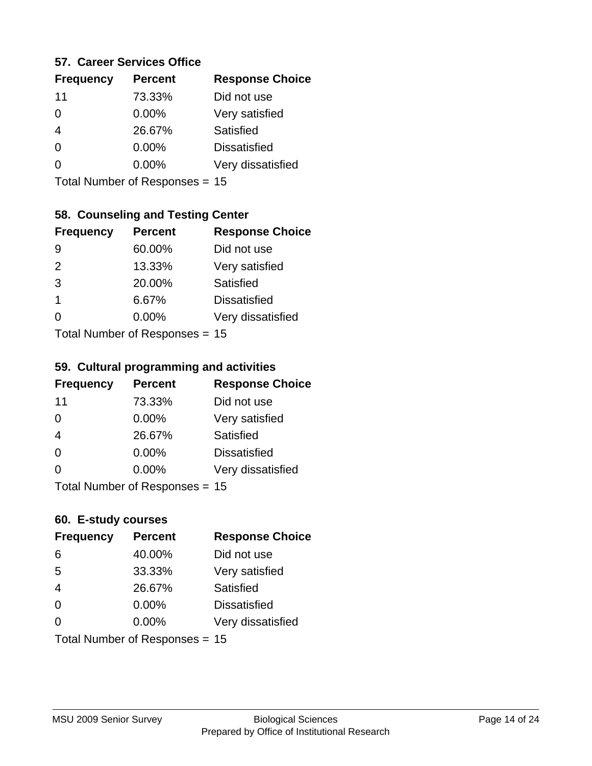### 57. Career Services Office

| Frequency | Percent | Response Choice |
|---|---|---|
| 11 | 73.33% | Did not use |
| 0 | 0.00% | Very satisfied |
| 4 | 26.67% | Satisfied |
| 0 | 0.00% | Dissatisfied |
| 0 | 0.00% | Very dissatisfied |

Total Number of Responses = 15

### 58. Counseling and Testing Center

| Frequency | Percent | Response Choice |
|---|---|---|
| 9 | 60.00% | Did not use |
| 2 | 13.33% | Very satisfied |
| 3 | 20.00% | Satisfied |
| 1 | 6.67% | Dissatisfied |
| 0 | 0.00% | Very dissatisfied |

Total Number of Responses = 15

### 59. Cultural programming and activities

| Frequency | Percent | Response Choice |
|---|---|---|
| 11 | 73.33% | Did not use |
| 0 | 0.00% | Very satisfied |
| 4 | 26.67% | Satisfied |
| 0 | 0.00% | Dissatisfied |
| 0 | 0.00% | Very dissatisfied |

Total Number of Responses = 15

### 60. E-study courses

| Frequency | Percent | Response Choice |
|---|---|---|
| 6 | 40.00% | Did not use |
| 5 | 33.33% | Very satisfied |
| 4 | 26.67% | Satisfied |
| 0 | 0.00% | Dissatisfied |
| 0 | 0.00% | Very dissatisfied |

Total Number of Responses = 15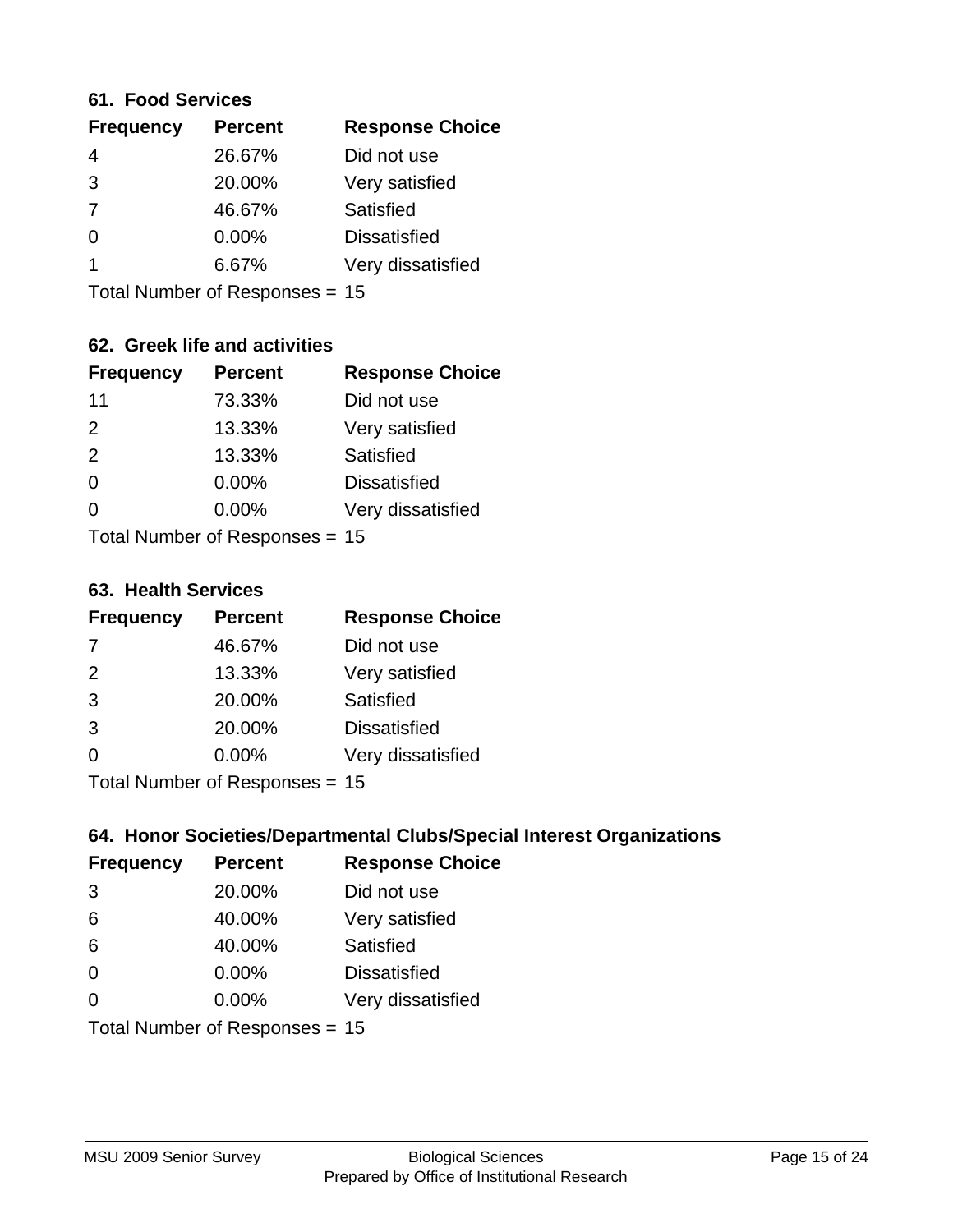### 61. Food Services

| Frequency | Percent | Response Choice |
|---|---|---|
| 4 | 26.67% | Did not use |
| 3 | 20.00% | Very satisfied |
| 7 | 46.67% | Satisfied |
| 0 | 0.00% | Dissatisfied |
| 1 | 6.67% | Very dissatisfied |

Total Number of Responses = 15

### 62. Greek life and activities

| Frequency | Percent | Response Choice |
|---|---|---|
| 11 | 73.33% | Did not use |
| 2 | 13.33% | Very satisfied |
| 2 | 13.33% | Satisfied |
| 0 | 0.00% | Dissatisfied |
| 0 | 0.00% | Very dissatisfied |

Total Number of Responses = 15

### 63. Health Services

| Frequency | Percent | Response Choice |
|---|---|---|
| 7 | 46.67% | Did not use |
| 2 | 13.33% | Very satisfied |
| 3 | 20.00% | Satisfied |
| 3 | 20.00% | Dissatisfied |
| 0 | 0.00% | Very dissatisfied |

Total Number of Responses = 15

### 64. Honor Societies/Departmental Clubs/Special Interest Organizations

| Frequency | Percent | Response Choice |
|---|---|---|
| 3 | 20.00% | Did not use |
| 6 | 40.00% | Very satisfied |
| 6 | 40.00% | Satisfied |
| 0 | 0.00% | Dissatisfied |
| 0 | 0.00% | Very dissatisfied |

Total Number of Responses = 15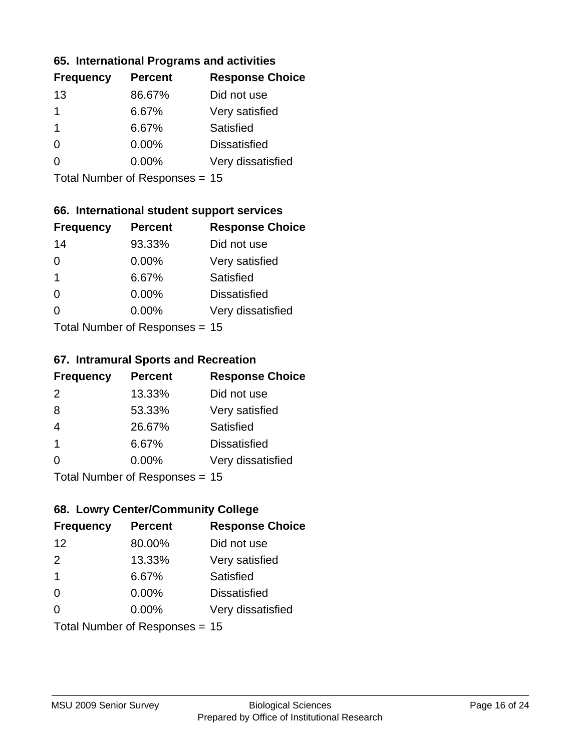### 65. International Programs and activities

| Frequency | Percent | Response Choice |
|---|---|---|
| 13 | 86.67% | Did not use |
| 1 | 6.67% | Very satisfied |
| 1 | 6.67% | Satisfied |
| 0 | 0.00% | Dissatisfied |
| 0 | 0.00% | Very dissatisfied |

Total Number of Responses = 15

### 66. International student support services

| Frequency | Percent | Response Choice |
|---|---|---|
| 14 | 93.33% | Did not use |
| 0 | 0.00% | Very satisfied |
| 1 | 6.67% | Satisfied |
| 0 | 0.00% | Dissatisfied |
| 0 | 0.00% | Very dissatisfied |

Total Number of Responses = 15

### 67. Intramural Sports and Recreation

| Frequency | Percent | Response Choice |
|---|---|---|
| 2 | 13.33% | Did not use |
| 8 | 53.33% | Very satisfied |
| 4 | 26.67% | Satisfied |
| 1 | 6.67% | Dissatisfied |
| 0 | 0.00% | Very dissatisfied |

Total Number of Responses = 15

### 68. Lowry Center/Community College

| Frequency | Percent | Response Choice |
|---|---|---|
| 12 | 80.00% | Did not use |
| 2 | 13.33% | Very satisfied |
| 1 | 6.67% | Satisfied |
| 0 | 0.00% | Dissatisfied |
| 0 | 0.00% | Very dissatisfied |

Total Number of Responses = 15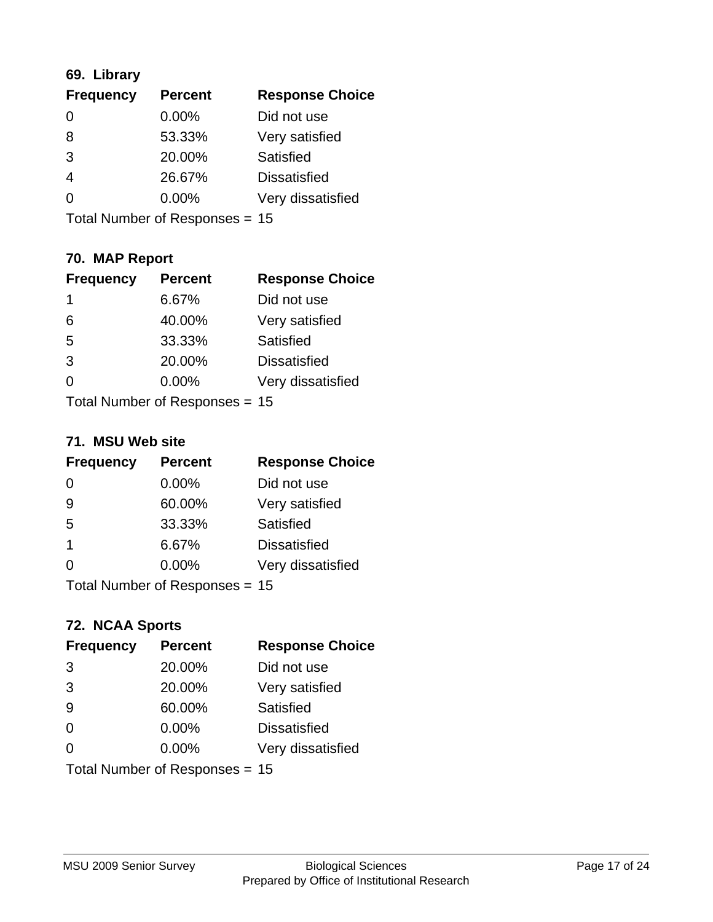### 69. Library

| Frequency | Percent | Response Choice |
|---|---|---|
| 0 | 0.00% | Did not use |
| 8 | 53.33% | Very satisfied |
| 3 | 20.00% | Satisfied |
| 4 | 26.67% | Dissatisfied |
| 0 | 0.00% | Very dissatisfied |

Total Number of Responses = 15

### 70. MAP Report

| Frequency | Percent | Response Choice |
|---|---|---|
| 1 | 6.67% | Did not use |
| 6 | 40.00% | Very satisfied |
| 5 | 33.33% | Satisfied |
| 3 | 20.00% | Dissatisfied |
| 0 | 0.00% | Very dissatisfied |

Total Number of Responses = 15

### 71. MSU Web site

| Frequency | Percent | Response Choice |
|---|---|---|
| 0 | 0.00% | Did not use |
| 9 | 60.00% | Very satisfied |
| 5 | 33.33% | Satisfied |
| 1 | 6.67% | Dissatisfied |
| 0 | 0.00% | Very dissatisfied |

Total Number of Responses = 15

### 72. NCAA Sports

| Frequency | Percent | Response Choice |
|---|---|---|
| 3 | 20.00% | Did not use |
| 3 | 20.00% | Very satisfied |
| 9 | 60.00% | Satisfied |
| 0 | 0.00% | Dissatisfied |
| 0 | 0.00% | Very dissatisfied |

Total Number of Responses = 15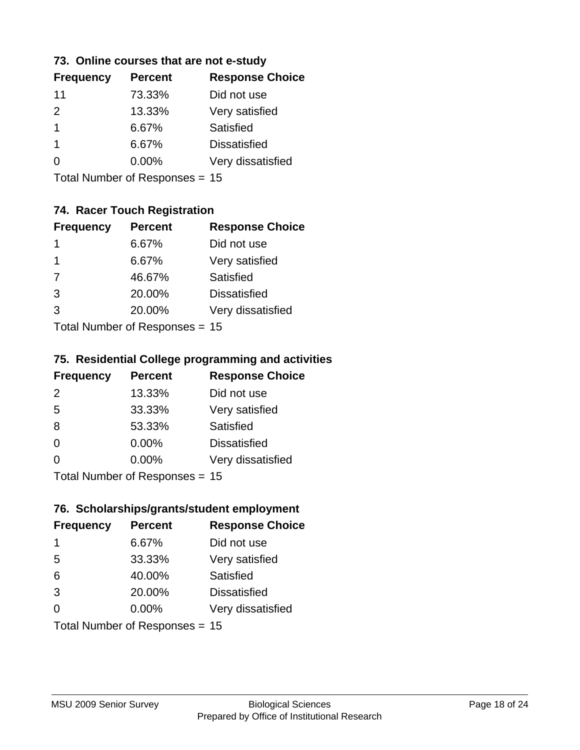### 73. Online courses that are not e-study

| Frequency | Percent | Response Choice |
|---|---|---|
| 11 | 73.33% | Did not use |
| 2 | 13.33% | Very satisfied |
| 1 | 6.67% | Satisfied |
| 1 | 6.67% | Dissatisfied |
| 0 | 0.00% | Very dissatisfied |

Total Number of Responses = 15

### 74. Racer Touch Registration

| Frequency | Percent | Response Choice |
|---|---|---|
| 1 | 6.67% | Did not use |
| 1 | 6.67% | Very satisfied |
| 7 | 46.67% | Satisfied |
| 3 | 20.00% | Dissatisfied |
| 3 | 20.00% | Very dissatisfied |

Total Number of Responses = 15

### 75. Residential College programming and activities

| Frequency | Percent | Response Choice |
|---|---|---|
| 2 | 13.33% | Did not use |
| 5 | 33.33% | Very satisfied |
| 8 | 53.33% | Satisfied |
| 0 | 0.00% | Dissatisfied |
| 0 | 0.00% | Very dissatisfied |

Total Number of Responses = 15

### 76. Scholarships/grants/student employment

| Frequency | Percent | Response Choice |
|---|---|---|
| 1 | 6.67% | Did not use |
| 5 | 33.33% | Very satisfied |
| 6 | 40.00% | Satisfied |
| 3 | 20.00% | Dissatisfied |
| 0 | 0.00% | Very dissatisfied |

Total Number of Responses = 15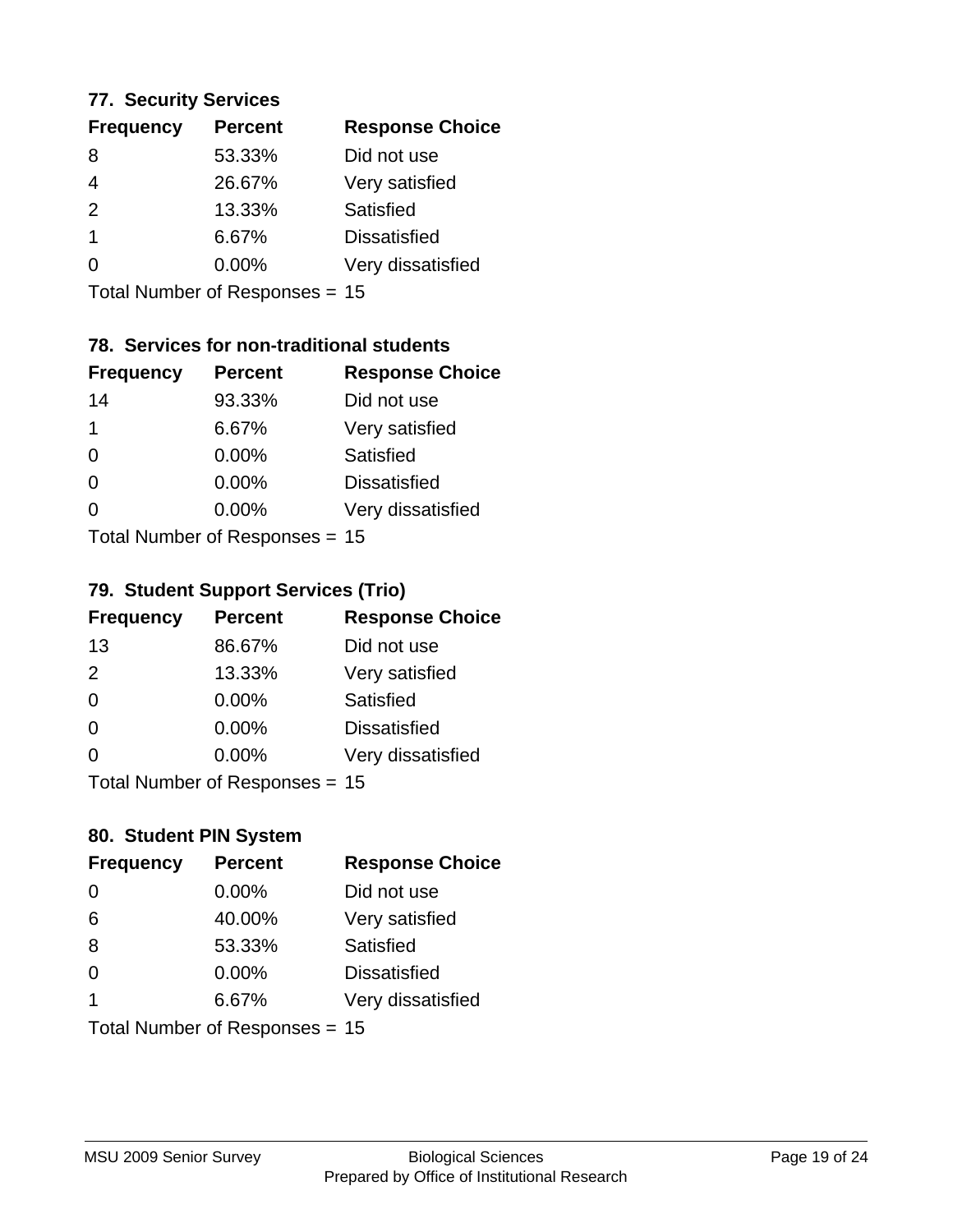### 77. Security Services

| Frequency | Percent | Response Choice |
|---|---|---|
| 8 | 53.33% | Did not use |
| 4 | 26.67% | Very satisfied |
| 2 | 13.33% | Satisfied |
| 1 | 6.67% | Dissatisfied |
| 0 | 0.00% | Very dissatisfied |

Total Number of Responses = 15

### 78. Services for non-traditional students

| Frequency | Percent | Response Choice |
|---|---|---|
| 14 | 93.33% | Did not use |
| 1 | 6.67% | Very satisfied |
| 0 | 0.00% | Satisfied |
| 0 | 0.00% | Dissatisfied |
| 0 | 0.00% | Very dissatisfied |

Total Number of Responses = 15

### 79. Student Support Services (Trio)

| Frequency | Percent | Response Choice |
|---|---|---|
| 13 | 86.67% | Did not use |
| 2 | 13.33% | Very satisfied |
| 0 | 0.00% | Satisfied |
| 0 | 0.00% | Dissatisfied |
| 0 | 0.00% | Very dissatisfied |

Total Number of Responses = 15

### 80. Student PIN System

| Frequency | Percent | Response Choice |
|---|---|---|
| 0 | 0.00% | Did not use |
| 6 | 40.00% | Very satisfied |
| 8 | 53.33% | Satisfied |
| 0 | 0.00% | Dissatisfied |
| 1 | 6.67% | Very dissatisfied |

Total Number of Responses = 15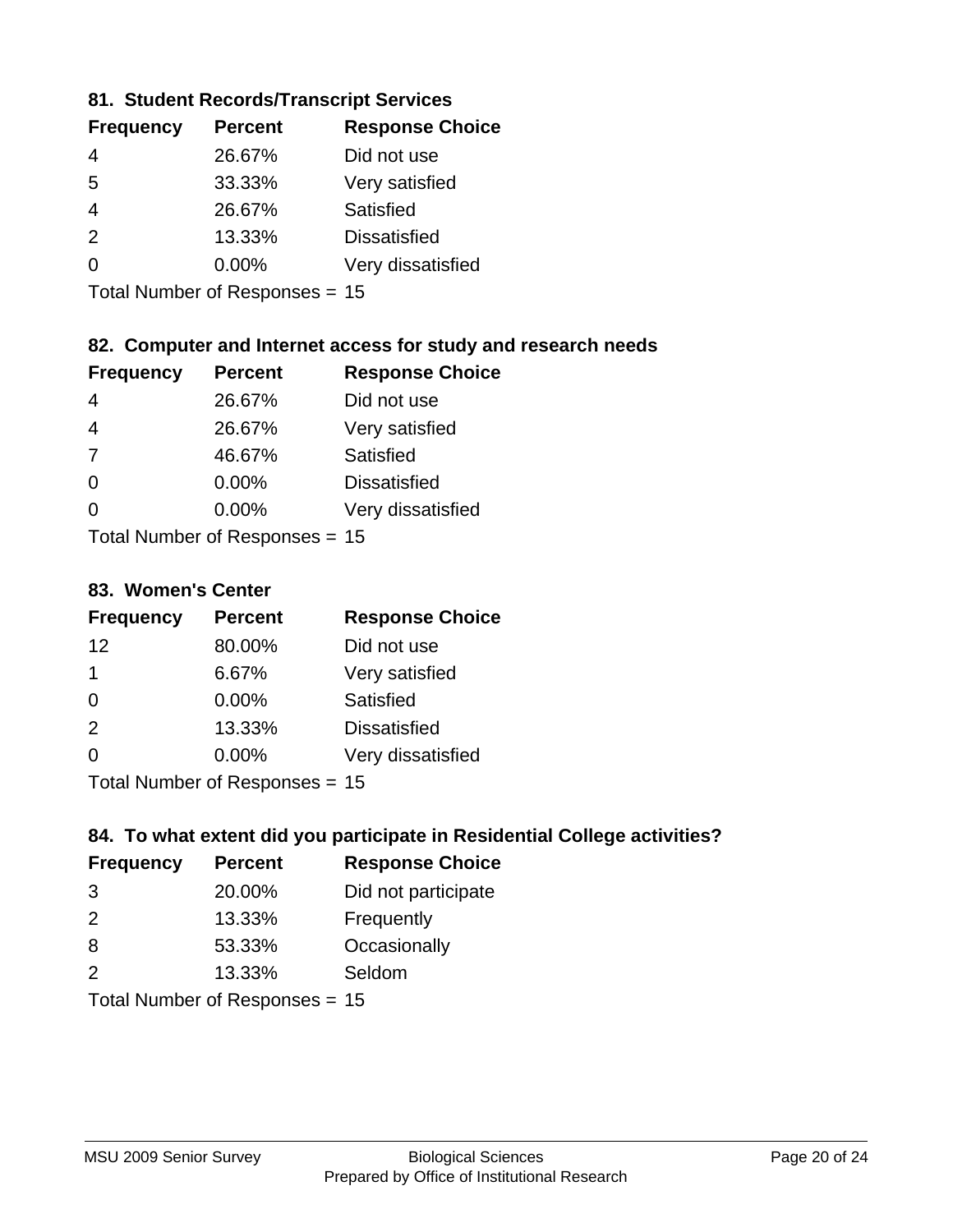### 81. Student Records/Transcript Services

| Frequency | Percent | Response Choice |
|---|---|---|
| 4 | 26.67% | Did not use |
| 5 | 33.33% | Very satisfied |
| 4 | 26.67% | Satisfied |
| 2 | 13.33% | Dissatisfied |
| 0 | 0.00% | Very dissatisfied |

Total Number of Responses = 15

### 82. Computer and Internet access for study and research needs

| Frequency | Percent | Response Choice |
|---|---|---|
| 4 | 26.67% | Did not use |
| 4 | 26.67% | Very satisfied |
| 7 | 46.67% | Satisfied |
| 0 | 0.00% | Dissatisfied |
| 0 | 0.00% | Very dissatisfied |

Total Number of Responses = 15

### 83. Women's Center

| Frequency | Percent | Response Choice |
|---|---|---|
| 12 | 80.00% | Did not use |
| 1 | 6.67% | Very satisfied |
| 0 | 0.00% | Satisfied |
| 2 | 13.33% | Dissatisfied |
| 0 | 0.00% | Very dissatisfied |

Total Number of Responses = 15

### 84. To what extent did you participate in Residential College activities?

| Frequency | Percent | Response Choice |
|---|---|---|
| 3 | 20.00% | Did not participate |
| 2 | 13.33% | Frequently |
| 8 | 53.33% | Occasionally |
| 2 | 13.33% | Seldom |

Total Number of Responses = 15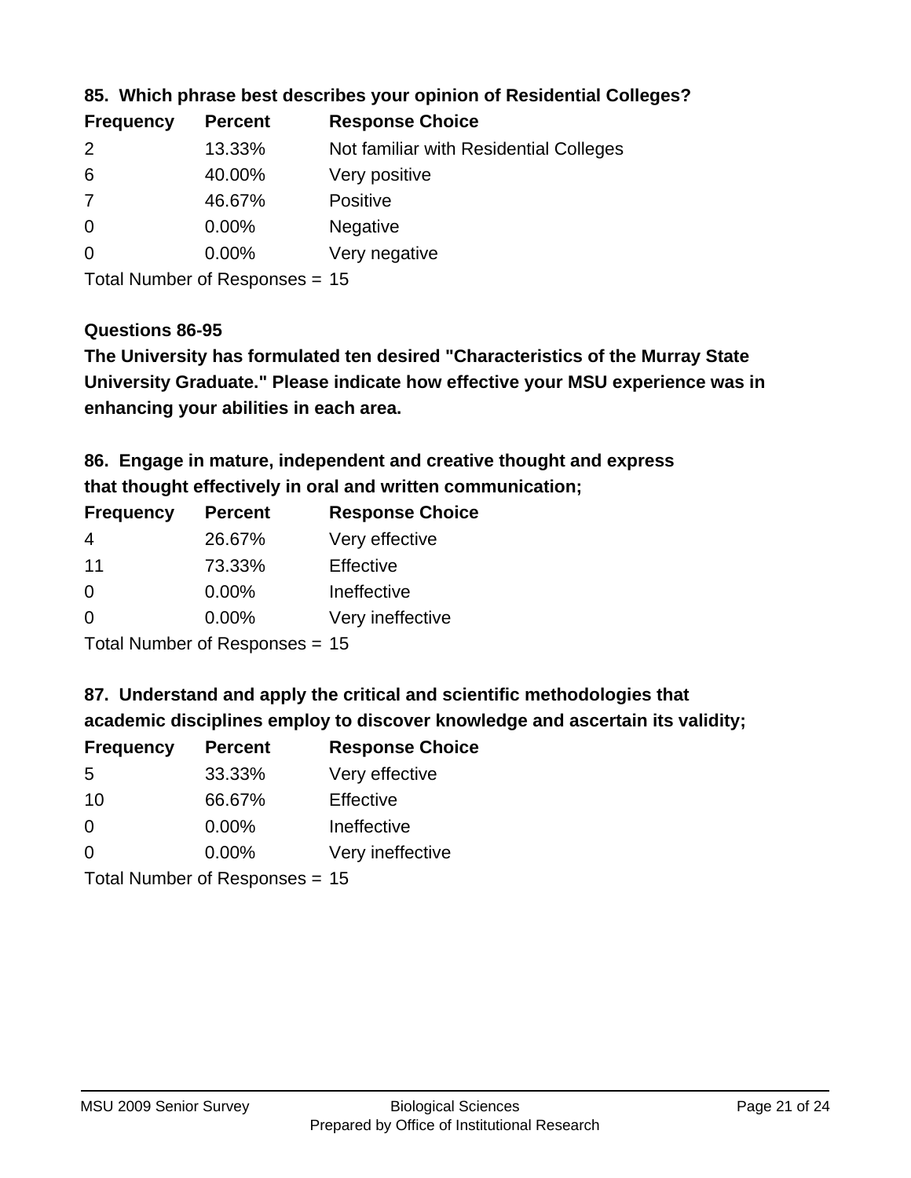### 85. Which phrase best describes your opinion of Residential Colleges?

| Frequency | Percent | Response Choice |
|---|---|---|
| 2 | 13.33% | Not familiar with Residential Colleges |
| 6 | 40.00% | Very positive |
| 7 | 46.67% | Positive |
| 0 | 0.00% | Negative |
| 0 | 0.00% | Very negative |

Total Number of Responses = 15

### Questions 86-95

**The University has formulated ten desired "Characteristics of the Murray State University Graduate." Please indicate how effective your MSU experience was in enhancing your abilities in each area.**

### 86. Engage in mature, independent and creative thought and express that thought effectively in oral and written communication;

| Frequency | Percent | Response Choice |
|---|---|---|
| 4 | 26.67% | Very effective |
| 11 | 73.33% | Effective |
| 0 | 0.00% | Ineffective |
| 0 | 0.00% | Very ineffective |

Total Number of Responses = 15

### 87. Understand and apply the critical and scientific methodologies that academic disciplines employ to discover knowledge and ascertain its validity;

| Frequency | Percent | Response Choice |
|---|---|---|
| 5 | 33.33% | Very effective |
| 10 | 66.67% | Effective |
| 0 | 0.00% | Ineffective |
| 0 | 0.00% | Very ineffective |

Total Number of Responses = 15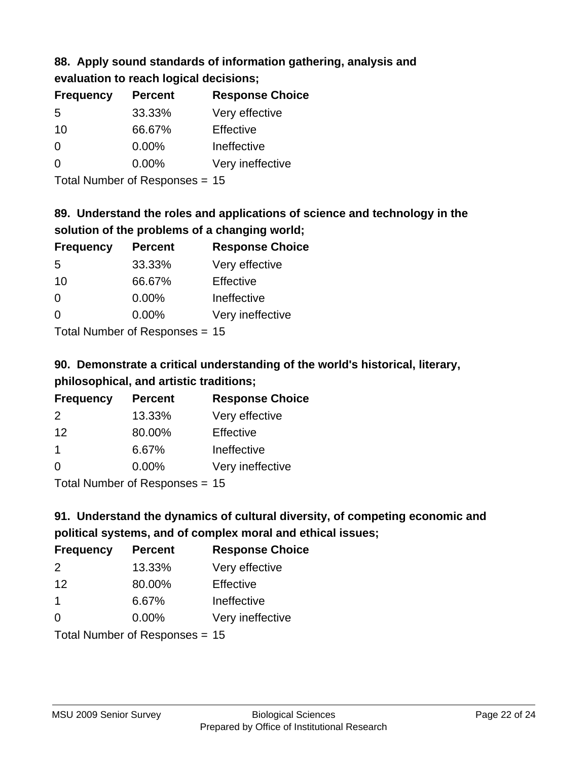### 88. Apply sound standards of information gathering, analysis and evaluation to reach logical decisions;

| Frequency | Percent | Response Choice |
| --- | --- | --- |
| 5 | 33.33% | Very effective |
| 10 | 66.67% | Effective |
| 0 | 0.00% | Ineffective |
| 0 | 0.00% | Very ineffective |

Total Number of Responses = 15

### 89. Understand the roles and applications of science and technology in the solution of the problems of a changing world;

| Frequency | Percent | Response Choice |
| --- | --- | --- |
| 5 | 33.33% | Very effective |
| 10 | 66.67% | Effective |
| 0 | 0.00% | Ineffective |
| 0 | 0.00% | Very ineffective |

Total Number of Responses = 15

### 90. Demonstrate a critical understanding of the world's historical, literary, philosophical, and artistic traditions;

| Frequency | Percent | Response Choice |
| --- | --- | --- |
| 2 | 13.33% | Very effective |
| 12 | 80.00% | Effective |
| 1 | 6.67% | Ineffective |
| 0 | 0.00% | Very ineffective |

Total Number of Responses = 15

### 91. Understand the dynamics of cultural diversity, of competing economic and political systems, and of complex moral and ethical issues;

| Frequency | Percent | Response Choice |
| --- | --- | --- |
| 2 | 13.33% | Very effective |
| 12 | 80.00% | Effective |
| 1 | 6.67% | Ineffective |
| 0 | 0.00% | Very ineffective |

Total Number of Responses = 15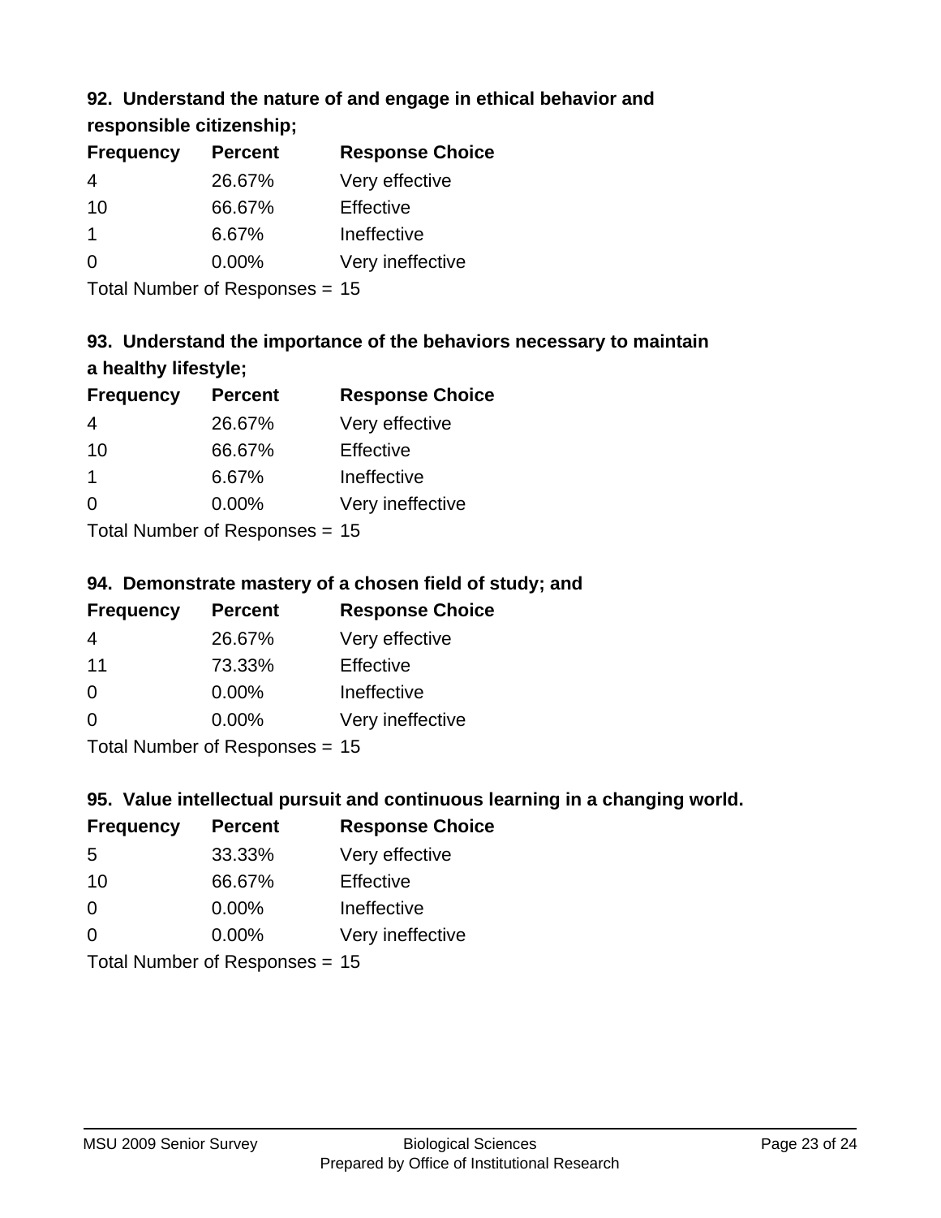### 92. Understand the nature of and engage in ethical behavior and responsible citizenship;

| Frequency | Percent | Response Choice |
|---|---|---|
| 4 | 26.67% | Very effective |
| 10 | 66.67% | Effective |
| 1 | 6.67% | Ineffective |
| 0 | 0.00% | Very ineffective |

Total Number of Responses = 15

### 93. Understand the importance of the behaviors necessary to maintain a healthy lifestyle;

| Frequency | Percent | Response Choice |
|---|---|---|
| 4 | 26.67% | Very effective |
| 10 | 66.67% | Effective |
| 1 | 6.67% | Ineffective |
| 0 | 0.00% | Very ineffective |

Total Number of Responses = 15

### 94. Demonstrate mastery of a chosen field of study; and

| Frequency | Percent | Response Choice |
|---|---|---|
| 4 | 26.67% | Very effective |
| 11 | 73.33% | Effective |
| 0 | 0.00% | Ineffective |
| 0 | 0.00% | Very ineffective |

Total Number of Responses = 15

### 95. Value intellectual pursuit and continuous learning in a changing world.

| Frequency | Percent | Response Choice |
|---|---|---|
| 5 | 33.33% | Very effective |
| 10 | 66.67% | Effective |
| 0 | 0.00% | Ineffective |
| 0 | 0.00% | Very ineffective |

Total Number of Responses = 15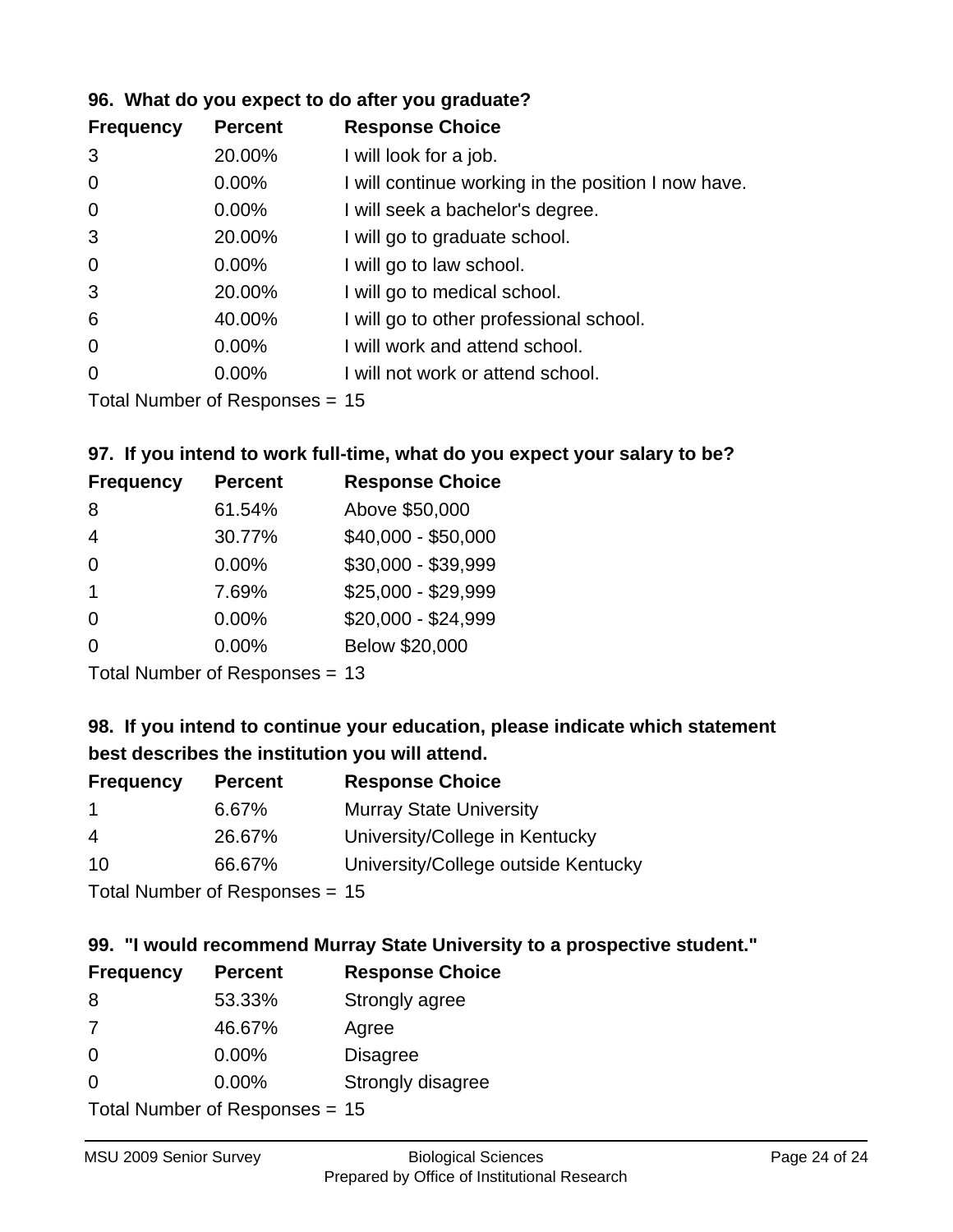### 96. What do you expect to do after you graduate?

| Frequency | Percent | Response Choice |
|---|---|---|
| 3 | 20.00% | I will look for a job. |
| 0 | 0.00% | I will continue working in the position I now have. |
| 0 | 0.00% | I will seek a bachelor's degree. |
| 3 | 20.00% | I will go to graduate school. |
| 0 | 0.00% | I will go to law school. |
| 3 | 20.00% | I will go to medical school. |
| 6 | 40.00% | I will go to other professional school. |
| 0 | 0.00% | I will work and attend school. |
| 0 | 0.00% | I will not work or attend school. |

Total Number of Responses = 15

### 97. If you intend to work full-time, what do you expect your salary to be?

| Frequency | Percent | Response Choice |
|---|---|---|
| 8 | 61.54% | Above $50,000 |
| 4 | 30.77% | $40,000 - $50,000 |
| 0 | 0.00% | $30,000 - $39,999 |
| 1 | 7.69% | $25,000 - $29,999 |
| 0 | 0.00% | $20,000 - $24,999 |
| 0 | 0.00% | Below $20,000 |

Total Number of Responses = 13

### 98. If you intend to continue your education, please indicate which statement best describes the institution you will attend.

| Frequency | Percent | Response Choice |
|---|---|---|
| 1 | 6.67% | Murray State University |
| 4 | 26.67% | University/College in Kentucky |
| 10 | 66.67% | University/College outside Kentucky |

Total Number of Responses = 15

### 99. "I would recommend Murray State University to a prospective student."

| Frequency | Percent | Response Choice |
|---|---|---|
| 8 | 53.33% | Strongly agree |
| 7 | 46.67% | Agree |
| 0 | 0.00% | Disagree |
| 0 | 0.00% | Strongly disagree |

Total Number of Responses = 15